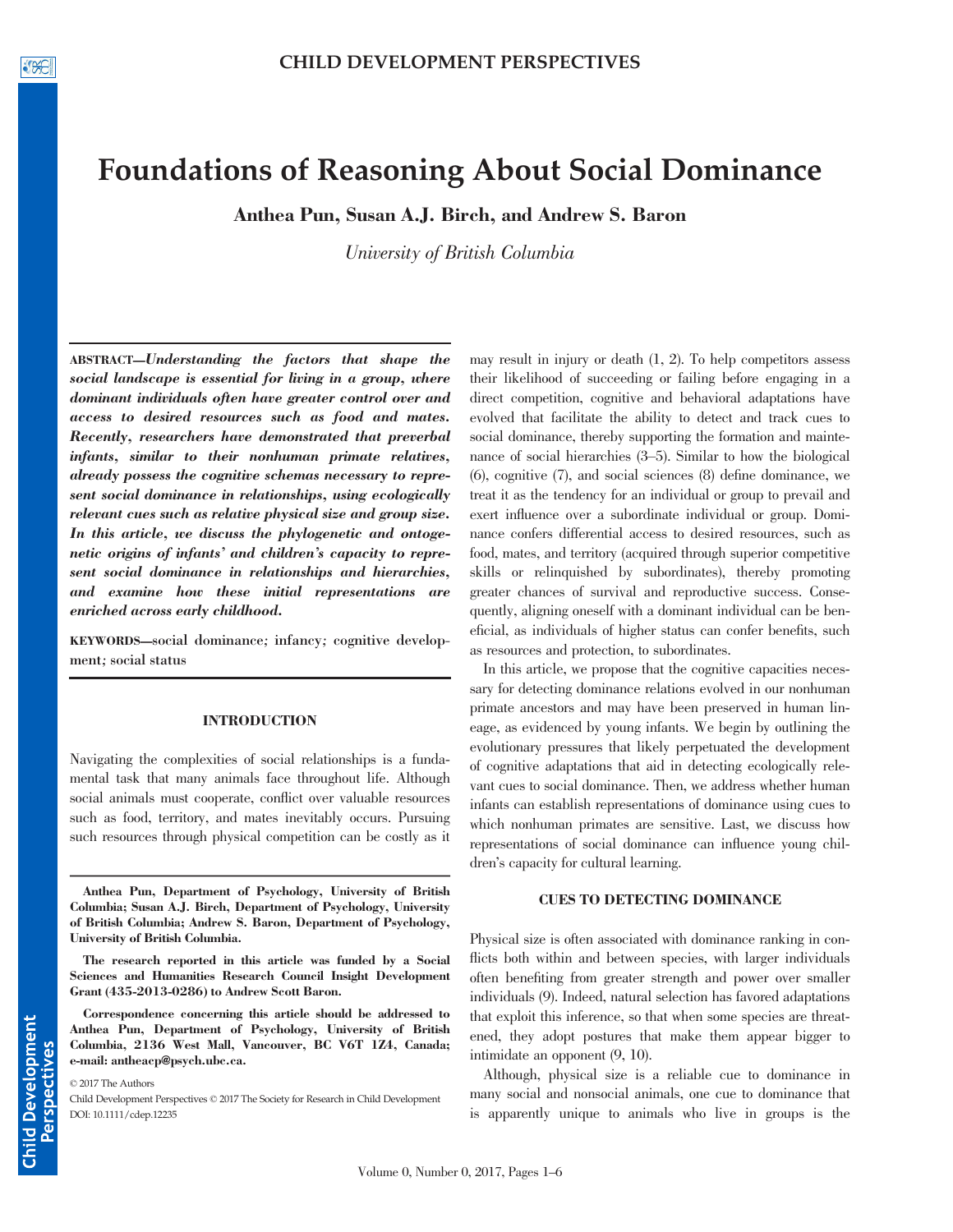# Foundations of Reasoning About Social Dominance

**Anthea Pun, Susan A.J. Birch, and Andrew S. Baron**

*University of British Columbia*

**ABSTRACT**—***Understanding the factors that shape the social landscape is essential for living in a group, where dominant individuals often have greater control over and access to desired resources such as food and mates. Recently, researchers have demonstrated that preverbal infants, similar to their nonhuman primate relatives, already possess the cognitive schemas necessary to represent social dominance in relationships, using ecologically relevant cues such as relative physical size and group size. In this article, we discuss the phylogenetic and ontogenetic origins of infants' and children's capacity to represent social dominance in relationships and hierarchies, and examine how these initial representations are enriched across early childhood.***

**KEYWORDS**—social dominance; infancy; cognitive development; social status

## INTRODUCTION

Navigating the complexities of social relationships is a fundamental task that many animals face throughout life. Although social animals must cooperate, conflict over valuable resources such as food, territory, and mates inevitably occurs. Pursuing such resources through physical competition can be costly as it may result in injury or death (1, 2). To help competitors assess their likelihood of succeeding or failing before engaging in a direct competition, cognitive and behavioral adaptations have evolved that facilitate the ability to detect and track cues to social dominance, thereby supporting the formation and maintenance of social hierarchies (3–5). Similar to how the biological (6), cognitive (7), and social sciences (8) define dominance, we treat it as the tendency for an individual or group to prevail and exert influence over a subordinate individual or group. Dominance confers differential access to desired resources, such as food, mates, and territory (acquired through superior competitive skills or relinquished by subordinates), thereby promoting greater chances of survival and reproductive success. Consequently, aligning oneself with a dominant individual can be beneficial, as individuals of higher status can confer benefits, such as resources and protection, to subordinates.

In this article, we propose that the cognitive capacities necessary for detecting dominance relations evolved in our nonhuman primate ancestors and may have been preserved in human lineage, as evidenced by young infants. We begin by outlining the evolutionary pressures that likely perpetuated the development of cognitive adaptations that aid in detecting ecologically relevant cues to social dominance. Then, we address whether human infants can establish representations of dominance using cues to which nonhuman primates are sensitive. Last, we discuss how representations of social dominance can influence young children's capacity for cultural learning.

## CUES TO DETECTING DOMINANCE

Physical size is often associated with dominance ranking in conflicts both within and between species, with larger individuals often benefiting from greater strength and power over smaller individuals (9). Indeed, natural selection has favored adaptations that exploit this inference, so that when some species are threatened, they adopt postures that make them appear bigger to intimidate an opponent (9, 10).

Although, physical size is a reliable cue to dominance in many social and nonsocial animals, one cue to dominance that is apparently unique to animals who live in groups is the

---

**Anthea Pun, Department of Psychology, University of British Columbia; Susan A.J. Birch, Department of Psychology, University of British Columbia; Andrew S. Baron, Department of Psychology, University of British Columbia.**

**The research reported in this article was funded by a Social Sciences and Humanities Research Council Insight Development Grant (435-2013-0286) to Andrew Scott Baron.**

**Correspondence concerning this article should be addressed to Anthea Pun, Department of Psychology, University of British Columbia, 2136 West Mall, Vancouver, BC V6T 1Z4, Canada; e-mail: antheacp@psych.ubc.ca.**

© 2017 The Authors

Child Development Perspectives © 2017 The Society for Research in Child Development

DOI: 10.1111/cdep.12235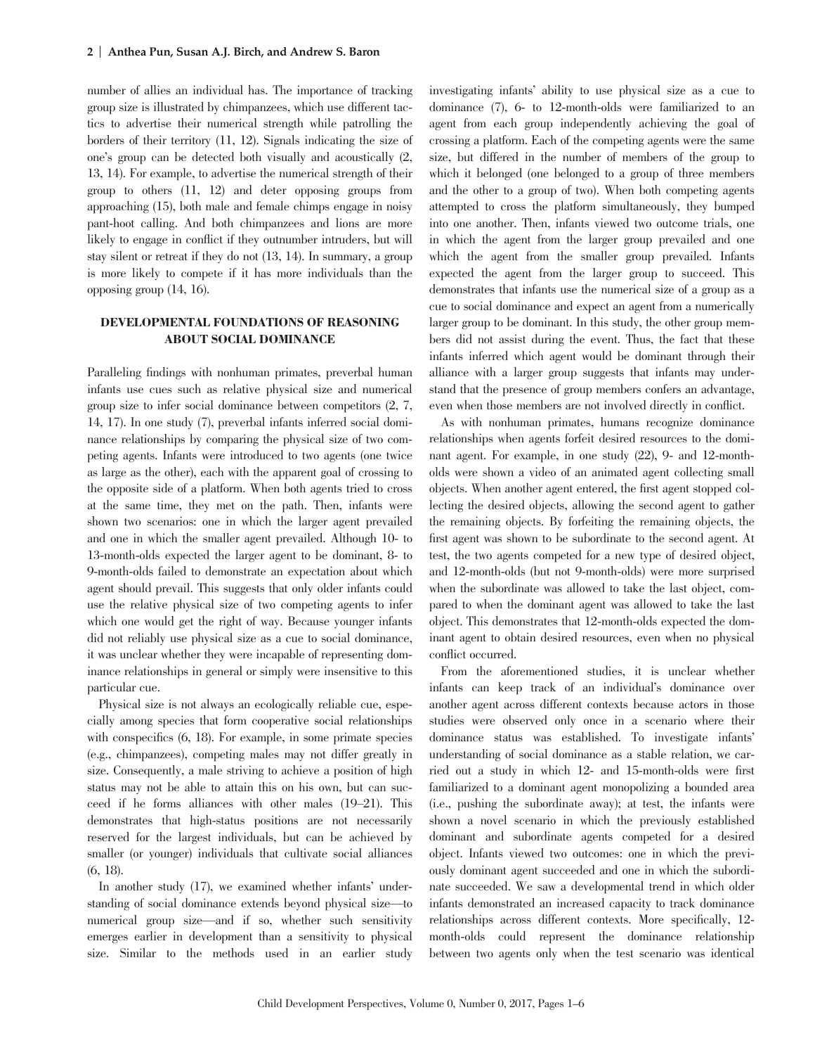number of allies an individual has. The importance of tracking group size is illustrated by chimpanzees, which use different tactics to advertise their numerical strength while patrolling the borders of their territory (11, 12). Signals indicating the size of one's group can be detected both visually and acoustically (2, 13, 14). For example, to advertise the numerical strength of their group to others (11, 12) and deter opposing groups from approaching (15), both male and female chimps engage in noisy pant-hoot calling. And both chimpanzees and lions are more likely to engage in conflict if they outnumber intruders, but will stay silent or retreat if they do not (13, 14). In summary, a group is more likely to compete if it has more individuals than the opposing group (14, 16).

## DEVELOPMENTAL FOUNDATIONS OF REASONING ABOUT SOCIAL DOMINANCE

Paralleling findings with nonhuman primates, preverbal human infants use cues such as relative physical size and numerical group size to infer social dominance between competitors (2, 7, 14, 17). In one study (7), preverbal infants inferred social dominance relationships by comparing the physical size of two competing agents. Infants were introduced to two agents (one twice as large as the other), each with the apparent goal of crossing to the opposite side of a platform. When both agents tried to cross at the same time, they met on the path. Then, infants were shown two scenarios: one in which the larger agent prevailed and one in which the smaller agent prevailed. Although 10- to 13-month-olds expected the larger agent to be dominant, 8- to 9-month-olds failed to demonstrate an expectation about which agent should prevail. This suggests that only older infants could use the relative physical size of two competing agents to infer which one would get the right of way. Because younger infants did not reliably use physical size as a cue to social dominance, it was unclear whether they were incapable of representing dominance relationships in general or simply were insensitive to this particular cue.

Physical size is not always an ecologically reliable cue, especially among species that form cooperative social relationships with conspecifics (6, 18). For example, in some primate species (e.g., chimpanzees), competing males may not differ greatly in size. Consequently, a male striving to achieve a position of high status may not be able to attain this on his own, but can succeed if he forms alliances with other males (19–21). This demonstrates that high-status positions are not necessarily reserved for the largest individuals, but can be achieved by smaller (or younger) individuals that cultivate social alliances (6, 18).

In another study (17), we examined whether infants' understanding of social dominance extends beyond physical size—to numerical group size—and if so, whether such sensitivity emerges earlier in development than a sensitivity to physical size. Similar to the methods used in an earlier study investigating infants' ability to use physical size as a cue to dominance (7), 6- to 12-month-olds were familiarized to an agent from each group independently achieving the goal of crossing a platform. Each of the competing agents were the same size, but differed in the number of members of the group to which it belonged (one belonged to a group of three members and the other to a group of two). When both competing agents attempted to cross the platform simultaneously, they bumped into one another. Then, infants viewed two outcome trials, one in which the agent from the larger group prevailed and one which the agent from the smaller group prevailed. Infants expected the agent from the larger group to succeed. This demonstrates that infants use the numerical size of a group as a cue to social dominance and expect an agent from a numerically larger group to be dominant. In this study, the other group members did not assist during the event. Thus, the fact that these infants inferred which agent would be dominant through their alliance with a larger group suggests that infants may understand that the presence of group members confers an advantage, even when those members are not involved directly in conflict.

As with nonhuman primates, humans recognize dominance relationships when agents forfeit desired resources to the dominant agent. For example, in one study (22), 9- and 12-month-olds were shown a video of an animated agent collecting small objects. When another agent entered, the first agent stopped collecting the desired objects, allowing the second agent to gather the remaining objects. By forfeiting the remaining objects, the first agent was shown to be subordinate to the second agent. At test, the two agents competed for a new type of desired object, and 12-month-olds (but not 9-month-olds) were more surprised when the subordinate was allowed to take the last object, compared to when the dominant agent was allowed to take the last object. This demonstrates that 12-month-olds expected the dominant agent to obtain desired resources, even when no physical conflict occurred.

From the aforementioned studies, it is unclear whether infants can keep track of an individual's dominance over another agent across different contexts because actors in those studies were observed only once in a scenario where their dominance status was established. To investigate infants' understanding of social dominance as a stable relation, we carried out a study in which 12- and 15-month-olds were first familiarized to a dominant agent monopolizing a bounded area (i.e., pushing the subordinate away); at test, the infants were shown a novel scenario in which the previously established dominant and subordinate agents competed for a desired object. Infants viewed two outcomes: one in which the previously dominant agent succeeded and one in which the subordinate succeeded. We saw a developmental trend in which older infants demonstrated an increased capacity to track dominance relationships across different contexts. More specifically, 12-month-olds could represent the dominance relationship between two agents only when the test scenario was identical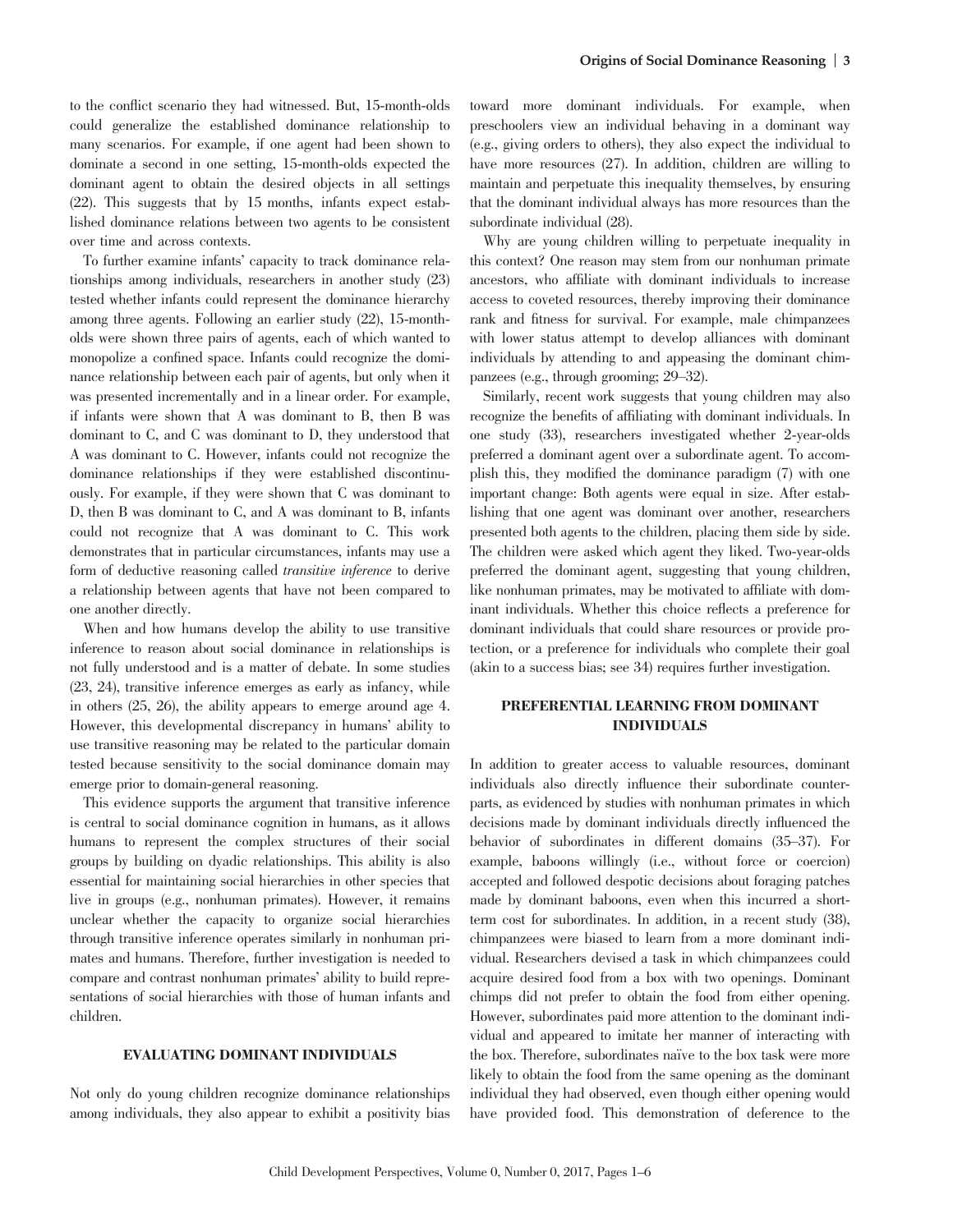to the conflict scenario they had witnessed. But, 15-month-olds could generalize the established dominance relationship to many scenarios. For example, if one agent had been shown to dominate a second in one setting, 15-month-olds expected the dominant agent to obtain the desired objects in all settings (22). This suggests that by 15 months, infants expect established dominance relations between two agents to be consistent over time and across contexts.

To further examine infants' capacity to track dominance relationships among individuals, researchers in another study (23) tested whether infants could represent the dominance hierarchy among three agents. Following an earlier study (22), 15-month-olds were shown three pairs of agents, each of which wanted to monopolize a confined space. Infants could recognize the dominance relationship between each pair of agents, but only when it was presented incrementally and in a linear order. For example, if infants were shown that A was dominant to B, then B was dominant to C, and C was dominant to D, they understood that A was dominant to C. However, infants could not recognize the dominance relationships if they were established discontinuously. For example, if they were shown that C was dominant to D, then B was dominant to C, and A was dominant to B, infants could not recognize that A was dominant to C. This work demonstrates that in particular circumstances, infants may use a form of deductive reasoning called *transitive inference* to derive a relationship between agents that have not been compared to one another directly.

When and how humans develop the ability to use transitive inference to reason about social dominance in relationships is not fully understood and is a matter of debate. In some studies (23, 24), transitive inference emerges as early as infancy, while in others (25, 26), the ability appears to emerge around age 4. However, this developmental discrepancy in humans' ability to use transitive reasoning may be related to the particular domain tested because sensitivity to the social dominance domain may emerge prior to domain-general reasoning.

This evidence supports the argument that transitive inference is central to social dominance cognition in humans, as it allows humans to represent the complex structures of their social groups by building on dyadic relationships. This ability is also essential for maintaining social hierarchies in other species that live in groups (e.g., nonhuman primates). However, it remains unclear whether the capacity to organize social hierarchies through transitive inference operates similarly in nonhuman primates and humans. Therefore, further investigation is needed to compare and contrast nonhuman primates' ability to build representations of social hierarchies with those of human infants and children.

## EVALUATING DOMINANT INDIVIDUALS

Not only do young children recognize dominance relationships among individuals, they also appear to exhibit a positivity bias toward more dominant individuals. For example, when preschoolers view an individual behaving in a dominant way (e.g., giving orders to others), they also expect the individual to have more resources (27). In addition, children are willing to maintain and perpetuate this inequality themselves, by ensuring that the dominant individual always has more resources than the subordinate individual (28).

Why are young children willing to perpetuate inequality in this context? One reason may stem from our nonhuman primate ancestors, who affiliate with dominant individuals to increase access to coveted resources, thereby improving their dominance rank and fitness for survival. For example, male chimpanzees with lower status attempt to develop alliances with dominant individuals by attending to and appeasing the dominant chimpanzees (e.g., through grooming; 29–32).

Similarly, recent work suggests that young children may also recognize the benefits of affiliating with dominant individuals. In one study (33), researchers investigated whether 2-year-olds preferred a dominant agent over a subordinate agent. To accomplish this, they modified the dominance paradigm (7) with one important change: Both agents were equal in size. After establishing that one agent was dominant over another, researchers presented both agents to the children, placing them side by side. The children were asked which agent they liked. Two-year-olds preferred the dominant agent, suggesting that young children, like nonhuman primates, may be motivated to affiliate with dominant individuals. Whether this choice reflects a preference for dominant individuals that could share resources or provide protection, or a preference for individuals who complete their goal (akin to a success bias; see 34) requires further investigation.

## PREFERENTIAL LEARNING FROM DOMINANT INDIVIDUALS

In addition to greater access to valuable resources, dominant individuals also directly influence their subordinate counterparts, as evidenced by studies with nonhuman primates in which decisions made by dominant individuals directly influenced the behavior of subordinates in different domains (35–37). For example, baboons willingly (i.e., without force or coercion) accepted and followed despotic decisions about foraging patches made by dominant baboons, even when this incurred a short-term cost for subordinates. In addition, in a recent study (38), chimpanzees were biased to learn from a more dominant individual. Researchers devised a task in which chimpanzees could acquire desired food from a box with two openings. Dominant chimps did not prefer to obtain the food from either opening. However, subordinates paid more attention to the dominant individual and appeared to imitate her manner of interacting with the box. Therefore, subordinates naïve to the box task were more likely to obtain the food from the same opening as the dominant individual they had observed, even though either opening would have provided food. This demonstration of deference to the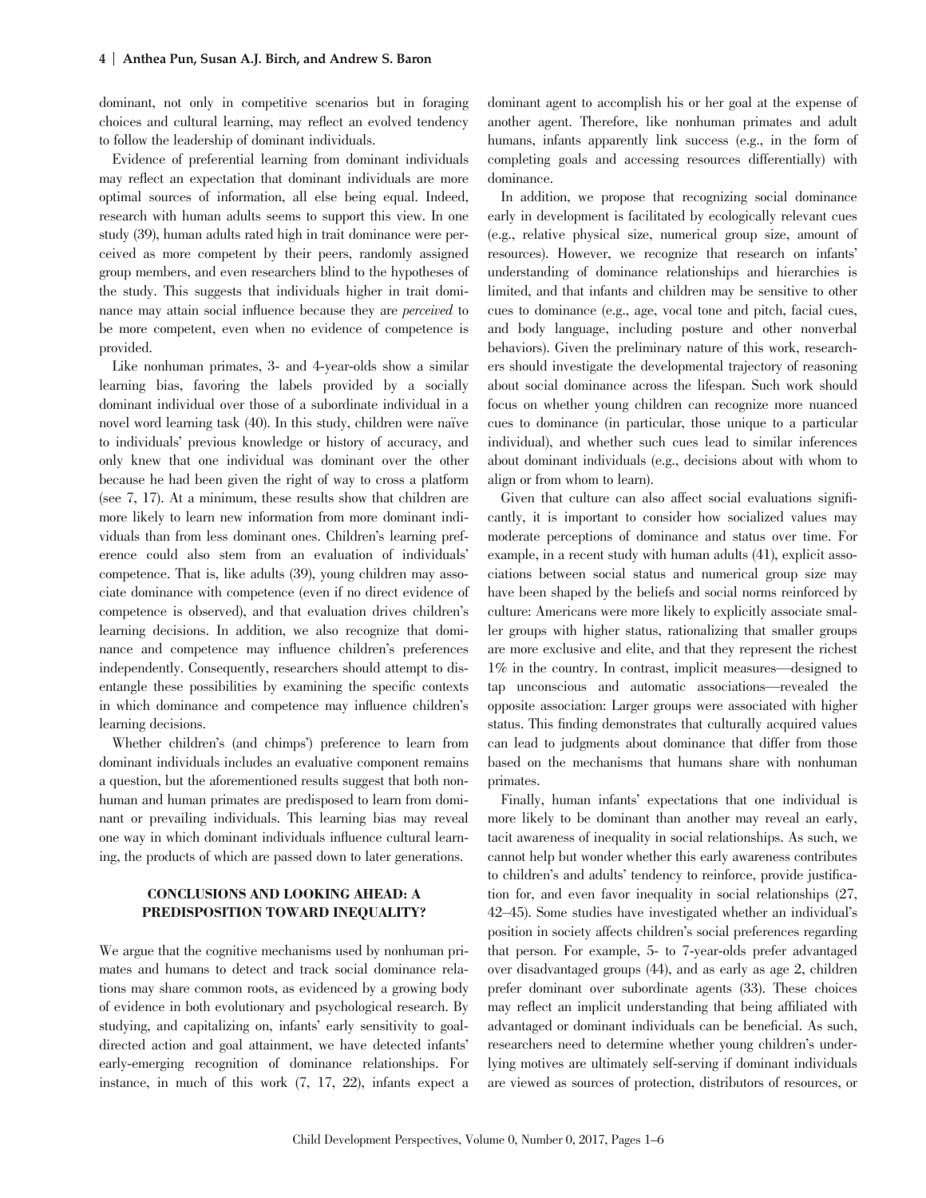dominant, not only in competitive scenarios but in foraging choices and cultural learning, may reflect an evolved tendency to follow the leadership of dominant individuals.

Evidence of preferential learning from dominant individuals may reflect an expectation that dominant individuals are more optimal sources of information, all else being equal. Indeed, research with human adults seems to support this view. In one study (39), human adults rated high in trait dominance were perceived as more competent by their peers, randomly assigned group members, and even researchers blind to the hypotheses of the study. This suggests that individuals higher in trait dominance may attain social influence because they are *perceived* to be more competent, even when no evidence of competence is provided.

Like nonhuman primates, 3- and 4-year-olds show a similar learning bias, favoring the labels provided by a socially dominant individual over those of a subordinate individual in a novel word learning task (40). In this study, children were naïve to individuals' previous knowledge or history of accuracy, and only knew that one individual was dominant over the other because he had been given the right of way to cross a platform (see 7, 17). At a minimum, these results show that children are more likely to learn new information from more dominant individuals than from less dominant ones. Children's learning preference could also stem from an evaluation of individuals' competence. That is, like adults (39), young children may associate dominance with competence (even if no direct evidence of competence is observed), and that evaluation drives children's learning decisions. In addition, we also recognize that dominance and competence may influence children's preferences independently. Consequently, researchers should attempt to disentangle these possibilities by examining the specific contexts in which dominance and competence may influence children's learning decisions.

Whether children's (and chimps') preference to learn from dominant individuals includes an evaluative component remains a question, but the aforementioned results suggest that both nonhuman and human primates are predisposed to learn from dominant or prevailing individuals. This learning bias may reveal one way in which dominant individuals influence cultural learning, the products of which are passed down to later generations.

## CONCLUSIONS AND LOOKING AHEAD: A PREDISPOSITION TOWARD INEQUALITY?

We argue that the cognitive mechanisms used by nonhuman primates and humans to detect and track social dominance relations may share common roots, as evidenced by a growing body of evidence in both evolutionary and psychological research. By studying, and capitalizing on, infants' early sensitivity to goal-directed action and goal attainment, we have detected infants' early-emerging recognition of dominance relationships. For instance, in much of this work (7, 17, 22), infants expect a dominant agent to accomplish his or her goal at the expense of another agent. Therefore, like nonhuman primates and adult humans, infants apparently link success (e.g., in the form of completing goals and accessing resources differentially) with dominance.

In addition, we propose that recognizing social dominance early in development is facilitated by ecologically relevant cues (e.g., relative physical size, numerical group size, amount of resources). However, we recognize that research on infants' understanding of dominance relationships and hierarchies is limited, and that infants and children may be sensitive to other cues to dominance (e.g., age, vocal tone and pitch, facial cues, and body language, including posture and other nonverbal behaviors). Given the preliminary nature of this work, researchers should investigate the developmental trajectory of reasoning about social dominance across the lifespan. Such work should focus on whether young children can recognize more nuanced cues to dominance (in particular, those unique to a particular individual), and whether such cues lead to similar inferences about dominant individuals (e.g., decisions about with whom to align or from whom to learn).

Given that culture can also affect social evaluations significantly, it is important to consider how socialized values may moderate perceptions of dominance and status over time. For example, in a recent study with human adults (41), explicit associations between social status and numerical group size may have been shaped by the beliefs and social norms reinforced by culture: Americans were more likely to explicitly associate smaller groups with higher status, rationalizing that smaller groups are more exclusive and elite, and that they represent the richest 1% in the country. In contrast, implicit measures—designed to tap unconscious and automatic associations—revealed the opposite association: Larger groups were associated with higher status. This finding demonstrates that culturally acquired values can lead to judgments about dominance that differ from those based on the mechanisms that humans share with nonhuman primates.

Finally, human infants' expectations that one individual is more likely to be dominant than another may reveal an early, tacit awareness of inequality in social relationships. As such, we cannot help but wonder whether this early awareness contributes to children's and adults' tendency to reinforce, provide justification for, and even favor inequality in social relationships (27, 42–45). Some studies have investigated whether an individual's position in society affects children's social preferences regarding that person. For example, 5- to 7-year-olds prefer advantaged over disadvantaged groups (44), and as early as age 2, children prefer dominant over subordinate agents (33). These choices may reflect an implicit understanding that being affiliated with advantaged or dominant individuals can be beneficial. As such, researchers need to determine whether young children's underlying motives are ultimately self-serving if dominant individuals are viewed as sources of protection, distributors of resources, or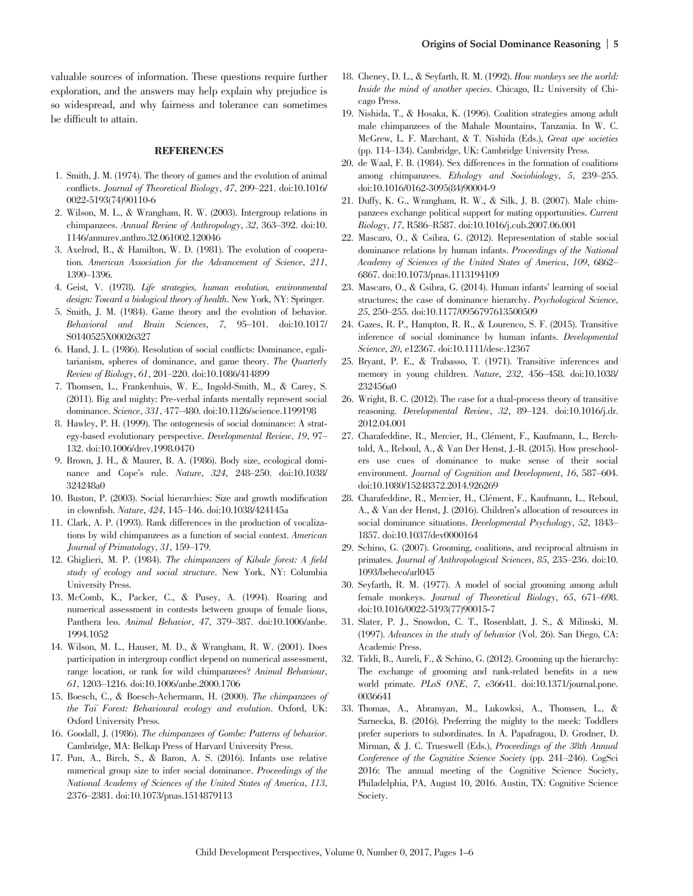valuable sources of information. These questions require further exploration, and the answers may help explain why prejudice is so widespread, and why fairness and tolerance can sometimes be difficult to attain.

## REFERENCES

1. Smith, J. M. (1974). The theory of games and the evolution of animal conflicts. *Journal of Theoretical Biology*, *47*, 209–221. doi:10.1016/0022-5193(74)90110-6
2. Wilson, M. L., & Wrangham, R. W. (2003). Intergroup relations in chimpanzees. *Annual Review of Anthropology*, *32*, 363–392. doi:10.1146/annurev.anthro.32.061002.120046
3. Axelrod, R., & Hamilton, W. D. (1981). The evolution of cooperation. *American Association for the Advancement of Science*, *211*, 1390–1396.
4. Geist, V. (1978). *Life strategies, human evolution, environmental design: Toward a biological theory of health*. New York, NY: Springer.
5. Smith, J. M. (1984). Game theory and the evolution of behavior. *Behavioral and Brain Sciences*, *7*, 95–101. doi:10.1017/S0140525X00026327
6. Hand, J. L. (1986). Resolution of social conflicts: Dominance, egalitarianism, spheres of dominance, and game theory. *The Quarterly Review of Biology*, *61*, 201–220. doi:10.1086/414899
7. Thomsen, L., Frankenhuis, W. E., Ingold-Smith, M., & Carey, S. (2011). Big and mighty: Pre-verbal infants mentally represent social dominance. *Science*, *331*, 477–480. doi:10.1126/science.1199198
8. Hawley, P. H. (1999). The ontogenesis of social dominance: A strategy-based evolutionary perspective. *Developmental Review*, *19*, 97–132. doi:10.1006/drev.1998.0470
9. Brown, J. H., & Maurer, B. A. (1986). Body size, ecological dominance and Cope's rule. *Nature*, *324*, 248–250. doi:10.1038/324248a0
10. Buston, P. (2003). Social hierarchies: Size and growth modification in clownfish. *Nature*, *424*, 145–146. doi:10.1038/424145a
11. Clark, A. P. (1993). Rank differences in the production of vocalizations by wild chimpanzees as a function of social context. *American Journal of Primatology*, *31*, 159–179.
12. Ghiglieri, M. P. (1984). *The chimpanzees of Kibale forest: A field study of ecology and social structure*. New York, NY: Columbia University Press.
13. McComb, K., Packer, C., & Pusey, A. (1994). Roaring and numerical assessment in contests between groups of female lions, Panthera leo. *Animal Behavior*, *47*, 379–387. doi:10.1006/anbe.1994.1052
14. Wilson, M. L., Hauser, M. D., & Wrangham, R. W. (2001). Does participation in intergroup conflict depend on numerical assessment, range location, or rank for wild chimpanzees? *Animal Behaviour*, *61*, 1203–1216. doi:10.1006/anbe.2000.1706
15. Boesch, C., & Boesch-Achermann, H. (2000). *The chimpanzees of the Taï Forest: Behavioural ecology and evolution*. Oxford, UK: Oxford University Press.
16. Goodall, J. (1986). *The chimpanzees of Gombe: Patterns of behavior*. Cambridge, MA: Belkap Press of Harvard University Press.
17. Pun, A., Birch, S., & Baron, A. S. (2016). Infants use relative numerical group size to infer social dominance. *Proceedings of the National Academy of Sciences of the United States of America*, *113*, 2376–2381. doi:10.1073/pnas.1514879113
18. Cheney, D. L., & Seyfarth, R. M. (1992). *How monkeys see the world: Inside the mind of another species*. Chicago, IL: University of Chicago Press.
19. Nishida, T., & Hosaka, K. (1996). Coalition strategies among adult male chimpanzees of the Mahale Mountains, Tanzania. In W. C. McGrew, L. F. Marchant, & T. Nishida (Eds.), *Great ape societies* (pp. 114–134). Cambridge, UK: Cambridge University Press.
20. de Waal, F. B. (1984). Sex differences in the formation of coalitions among chimpanzees. *Ethology and Sociobiology*, *5*, 239–255. doi:10.1016/0162-3095(84)90004-9
21. Duffy, K. G., Wrangham, R. W., & Silk, J. B. (2007). Male chimpanzees exchange political support for mating opportunities. *Current Biology*, *17*, R586–R587. doi:10.1016/j.cub.2007.06.001
22. Mascaro, O., & Csibra, G. (2012). Representation of stable social dominance relations by human infants. *Proceedings of the National Academy of Sciences of the United States of America*, *109*, 6862–6867. doi:10.1073/pnas.1113194109
23. Mascaro, O., & Csibra, G. (2014). Human infants' learning of social structures; the case of dominance hierarchy. *Psychological Science*, *25*, 250–255. doi:10.1177/0956797613500509
24. Gazes, R. P., Hampton, R. R., & Lourenco, S. F. (2015). Transitive inference of social dominance by human infants. *Developmental Science*, *20*, e12367. doi:10.1111/desc.12367
25. Bryant, P. E., & Trabasso, T. (1971). Transitive inferences and memory in young children. *Nature*, *232*, 456–458. doi:10.1038/232456a0
26. Wright, B. C. (2012). The case for a dual-process theory of transitive reasoning. *Developmental Review*, *32*, 89–124. doi:10.1016/j.dr.2012.04.001
27. Charafeddine, R., Mercier, H., Clément, F., Kaufmann, L., Berchtold, A., Reboul, A., & Van Der Henst, J.-B. (2015). How preschoolers use cues of dominance to make sense of their social environment. *Journal of Cognition and Development*, *16*, 587–604. doi:10.1080/15248372.2014.926269
28. Charafeddine, R., Mercier, H., Clément, F., Kaufmann, L., Reboul, A., & Van der Henst, J. (2016). Children's allocation of resources in social dominance situations. *Developmental Psychology*, *52*, 1843–1857. doi:10.1037/dev0000164
29. Schino, G. (2007). Grooming, coalitions, and reciprocal altruism in primates. *Journal of Anthropological Sciences*, *85*, 235–236. doi:10.1093/beheco/arl045
30. Seyfarth, R. M. (1977). A model of social grooming among adult female monkeys. *Journal of Theoretical Biology*, *65*, 671–698. doi:10.1016/0022-5193(77)90015-7
31. Slater, P. J., Snowdon, C. T., Rosenblatt, J. S., & Milinski, M. (1997). *Advances in the study of behavior* (Vol. 26). San Diego, CA: Academic Press.
32. Tiddi, B., Aureli, F., & Schino, G. (2012). Grooming up the hierarchy: The exchange of grooming and rank-related benefits in a new world primate. *PLoS ONE*, *7*, e36641. doi:10.1371/journal.pone.0036641
33. Thomas, A., Abramyan, M., Lukowksi, A., Thomsen, L., & Sarnecka, B. (2016). Preferring the mighty to the meek: Toddlers prefer superiors to subordinates. In A. Papafragou, D. Grodner, D. Mirman, & J. C. Trueswell (Eds.), *Proceedings of the 38th Annual Conference of the Cognitive Science Society* (pp. 241–246). CogSci 2016: The annual meeting of the Cognitive Science Society, Philadelphia, PA, August 10, 2016. Austin, TX: Cognitive Science Society.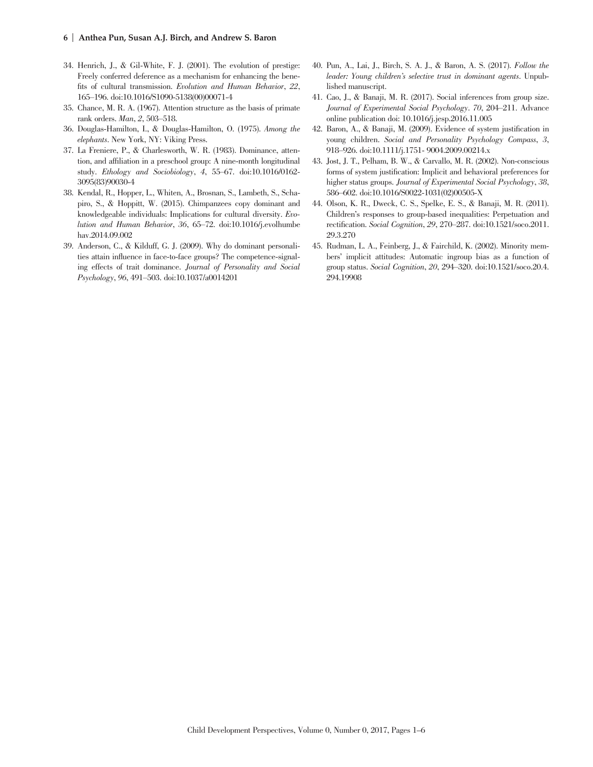34. Henrich, J., & Gil-White, F. J. (2001). The evolution of prestige: Freely conferred deference as a mechanism for enhancing the benefits of cultural transmission. *Evolution and Human Behavior*, *22*, 165–196. doi:10.1016/S1090-5138(00)00071-4
35. Chance, M. R. A. (1967). Attention structure as the basis of primate rank orders. *Man*, *2*, 503–518.
36. Douglas-Hamilton, I., & Douglas-Hamilton, O. (1975). *Among the elephants*. New York, NY: Viking Press.
37. La Freniere, P., & Charlesworth, W. R. (1983). Dominance, attention, and affiliation in a preschool group: A nine-month longitudinal study. *Ethology and Sociobiology*, *4*, 55–67. doi:10.1016/0162-3095(83)90030-4
38. Kendal, R., Hopper, L., Whiten, A., Brosnan, S., Lambeth, S., Schapiro, S., & Hoppitt, W. (2015). Chimpanzees copy dominant and knowledgeable individuals: Implications for cultural diversity. *Evolution and Human Behavior*, *36*, 65–72. doi:10.1016/j.evolhumbehav.2014.09.002
39. Anderson, C., & Kilduff, G. J. (2009). Why do dominant personalities attain influence in face-to-face groups? The competence-signaling effects of trait dominance. *Journal of Personality and Social Psychology*, *96*, 491–503. doi:10.1037/a0014201
40. Pun, A., Lai, J., Birch, S. A. J., & Baron, A. S. (2017). *Follow the leader: Young children's selective trust in dominant agents*. Unpublished manuscript.
41. Cao, J., & Banaji, M. R. (2017). Social inferences from group size. *Journal of Experimental Social Psychology*. *70*, 204–211. Advance online publication doi: 10.1016/j.jesp.2016.11.005
42. Baron, A., & Banaji, M. (2009). Evidence of system justification in young children. *Social and Personality Psychology Compass*, *3*, 918–926. doi:10.1111/j.1751- 9004.2009.00214.x
43. Jost, J. T., Pelham, B. W., & Carvallo, M. R. (2002). Non-conscious forms of system justification: Implicit and behavioral preferences for higher status groups. *Journal of Experimental Social Psychology*, *38*, 586–602. doi:10.1016/S0022-1031(02)00505-X
44. Olson, K. R., Dweck, C. S., Spelke, E. S., & Banaji, M. R. (2011). Children's responses to group-based inequalities: Perpetuation and rectification. *Social Cognition*, *29*, 270–287. doi:10.1521/soco.2011.29.3.270
45. Rudman, L. A., Feinberg, J., & Fairchild, K. (2002). Minority members' implicit attitudes: Automatic ingroup bias as a function of group status. *Social Cognition*, *20*, 294–320. doi:10.1521/soco.20.4.294.19908